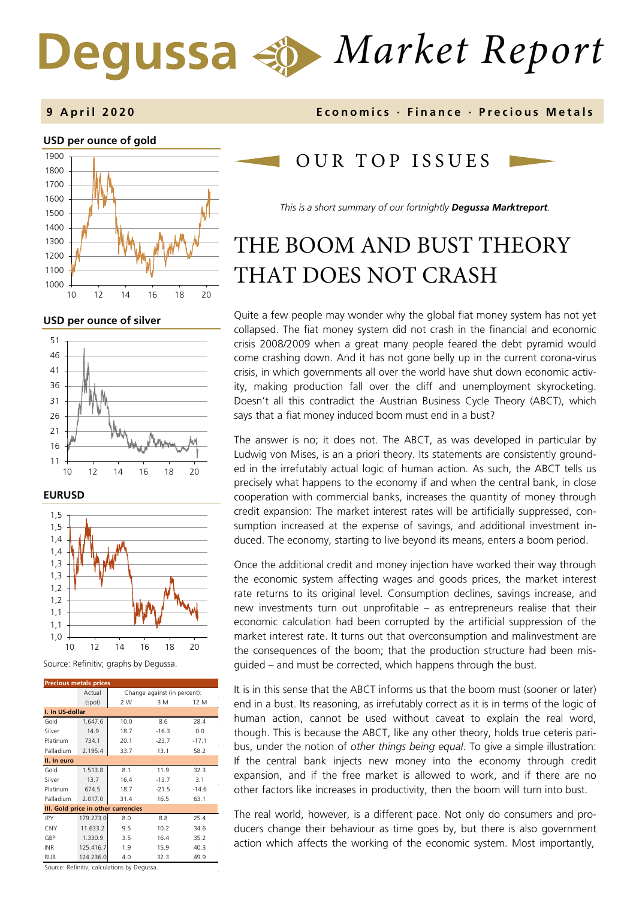# Degussa Market Report

**9 April 2020** — **Economics · Finance · Precious Metals**

**USD per ounce of gold**

**USD per ounce of silver**

**EURUSD**

Source: Refinitiv; graphs by Degussa.

| Precious metals prices | Actual (spot) | Change against (in percent): 2 W | 3 M | 12 M |
|---|---|---|---|---|
| **I. In US-dollar** | | | | |
| Gold | 1.647,6 | 10,0 | 8,6 | 28,4 |
| Silver | 14,9 | 18,7 | -16,3 | 0,0 |
| Platinum | 734,1 | 20,1 | -23,7 | -17,1 |
| Palladium | 2.195,4 | 33,7 | 13,1 | 58,2 |
| **II. In euro** | | | | |
| Gold | 1.513,8 | 8,1 | 11,9 | 32,3 |
| Silver | 13,7 | 16,4 | -13,7 | 3,1 |
| Platinum | 674,5 | 18,7 | -21,5 | -14,6 |
| Palladium | 2.017,0 | 31,4 | 16,5 | 63,1 |
| **III. Gold price in other currencies** | | | | |
| JPY | 179.273,0 | 8,0 | 8,8 | 25,4 |
| CNY | 11.633,2 | 9,5 | 10,2 | 34,6 |
| GBP | 1.330,9 | 3,5 | 16,4 | 35,2 |
| INR | 125.416,7 | 1,9 | 15,9 | 40,3 |
| RUB | 124.236,0 | 4,0 | 32,3 | 49,9 |

Source: Refinitiv; calculations by Degussa.

## OUR TOP ISSUES

*This is a short summary of our fortnightly* ***Degussa Marktreport****.*

# THE BOOM AND BUST THEORY THAT DOES NOT CRASH

Quite a few people may wonder why the global fiat money system has not yet collapsed. The fiat money system did not crash in the financial and economic crisis 2008/2009 when a great many people feared the debt pyramid would come crashing down. And it has not gone belly up in the current corona-virus crisis, in which governments all over the world have shut down economic activity, making production fall over the cliff and unemployment skyrocketing. Doesn't all this contradict the Austrian Business Cycle Theory (ABCT), which says that a fiat money induced boom must end in a bust?

The answer is no; it does not. The ABCT, as was developed in particular by Ludwig von Mises, is an a priori theory. Its statements are consistently grounded in the irrefutably actual logic of human action. As such, the ABCT tells us precisely what happens to the economy if and when the central bank, in close cooperation with commercial banks, increases the quantity of money through credit expansion: The market interest rates will be artificially suppressed, consumption increased at the expense of savings, and additional investment induced. The economy, starting to live beyond its means, enters a boom period.

Once the additional credit and money injection have worked their way through the economic system affecting wages and goods prices, the market interest rate returns to its original level. Consumption declines, savings increase, and new investments turn out unprofitable – as entrepreneurs realise that their economic calculation had been corrupted by the artificial suppression of the market interest rate. It turns out that overconsumption and malinvestment are the consequences of the boom; that the production structure had been misguided – and must be corrected, which happens through the bust.

It is in this sense that the ABCT informs us that the boom must (sooner or later) end in a bust. Its reasoning, as irrefutably correct as it is in terms of the logic of human action, cannot be used without caveat to explain the real word, though. This is because the ABCT, like any other theory, holds true ceteris paribus, under the notion of *other things being equal*. To give a simple illustration: If the central bank injects new money into the economy through credit expansion, and if the free market is allowed to work, and if there are no other factors like increases in productivity, then the boom will turn into bust.

The real world, however, is a different pace. Not only do consumers and producers change their behaviour as time goes by, but there is also government action which affects the working of the economic system. Most importantly,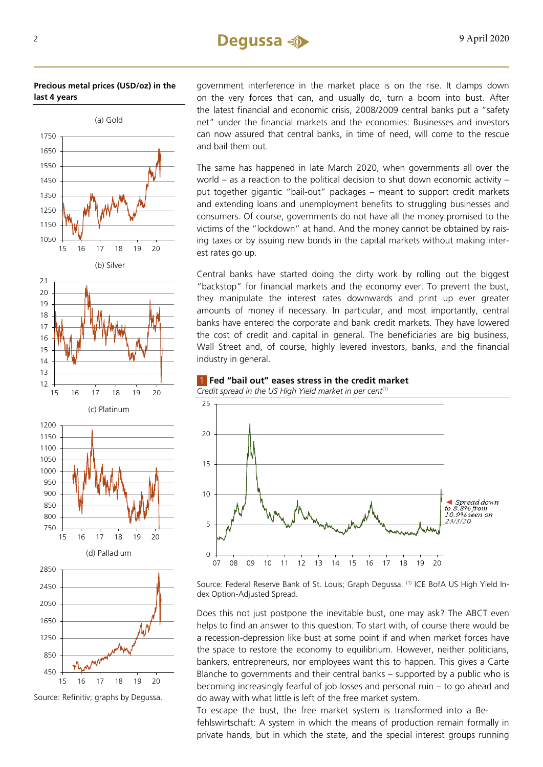**Precious metal prices (USD/oz) in the last 4 years**

(a) Gold

(b) Silver

(c) Platinum

(d) Palladium

Source: Refinitiv; graphs by Degussa.

government interference in the market place is on the rise. It clamps down on the very forces that can, and usually do, turn a boom into bust. After the latest financial and economic crisis, 2008/2009 central banks put a "safety net" under the financial markets and the economies: Businesses and investors can now assured that central banks, in time of need, will come to the rescue and bail them out.

The same has happened in late March 2020, when governments all over the world – as a reaction to the political decision to shut down economic activity – put together gigantic "bail-out" packages – meant to support credit markets and extending loans and unemployment benefits to struggling businesses and consumers. Of course, governments do not have all the money promised to the victims of the "lockdown" at hand. And the money cannot be obtained by raising taxes or by issuing new bonds in the capital markets without making interest rates go up.

Central banks have started doing the dirty work by rolling out the biggest "backstop" for financial markets and the economy ever. To prevent the bust, they manipulate the interest rates downwards and print up ever greater amounts of money if necessary. In particular, and most importantly, central banks have entered the corporate and bank credit markets. They have lowered the cost of credit and capital in general. The beneficiaries are big business, Wall Street and, of course, highly levered investors, banks, and the financial industry in general.

**1 Fed "bail out" eases stress in the credit market**

*Credit spread in the US High Yield market in per cent*[1]

Spread down to 8.8% from 10.9% seen on 23/3/20

Source: Federal Reserve Bank of St. Louis; Graph Degussa. [1] ICE BofA US High Yield Index Option-Adjusted Spread.

Does this not just postpone the inevitable bust, one may ask? The ABCT even helps to find an answer to this question. To start with, of course there would be a recession-depression like bust at some point if and when market forces have the space to restore the economy to equilibrium. However, neither politicians, bankers, entrepreneurs, nor employees want this to happen. This gives a Carte Blanche to governments and their central banks – supported by a public who is becoming increasingly fearful of job losses and personal ruin – to go ahead and do away with what little is left of the free market system.

To escape the bust, the free market system is transformed into a Befehlswirtschaft: A system in which the means of production remain formally in private hands, but in which the state, and the special interest groups running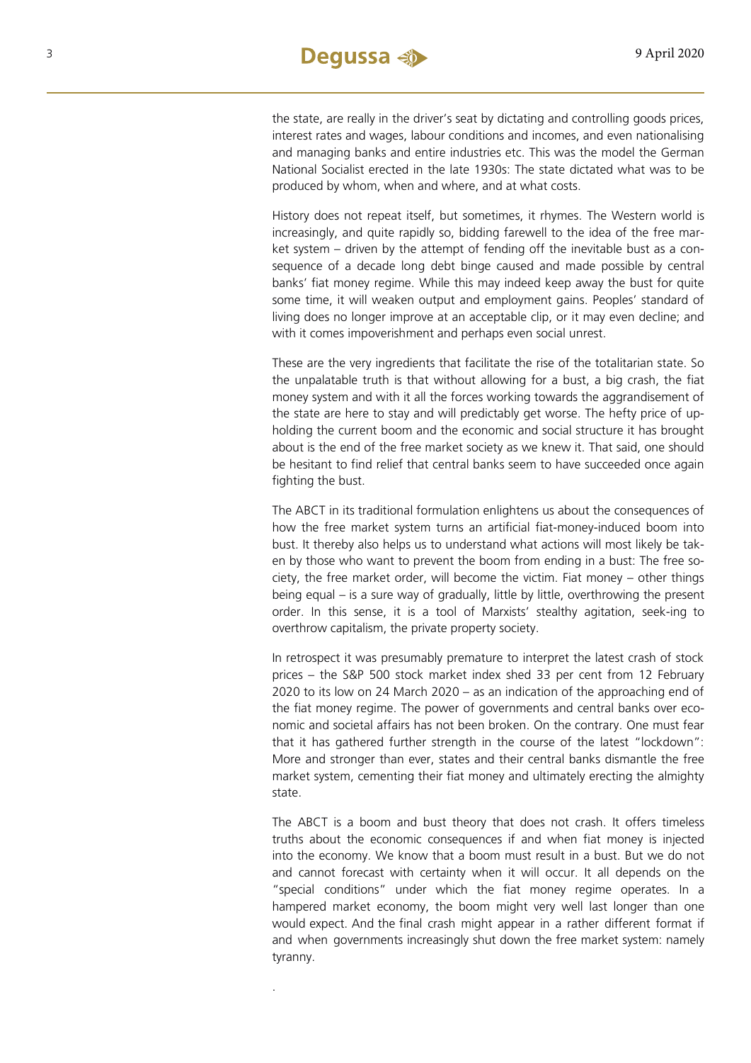the state, are really in the driver's seat by dictating and controlling goods prices, interest rates and wages, labour conditions and incomes, and even nationalising and managing banks and entire industries etc. This was the model the German National Socialist erected in the late 1930s: The state dictated what was to be produced by whom, when and where, and at what costs.

History does not repeat itself, but sometimes, it rhymes. The Western world is increasingly, and quite rapidly so, bidding farewell to the idea of the free market system – driven by the attempt of fending off the inevitable bust as a consequence of a decade long debt binge caused and made possible by central banks' fiat money regime. While this may indeed keep away the bust for quite some time, it will weaken output and employment gains. Peoples' standard of living does no longer improve at an acceptable clip, or it may even decline; and with it comes impoverishment and perhaps even social unrest.

These are the very ingredients that facilitate the rise of the totalitarian state. So the unpalatable truth is that without allowing for a bust, a big crash, the fiat money system and with it all the forces working towards the aggrandisement of the state are here to stay and will predictably get worse. The hefty price of upholding the current boom and the economic and social structure it has brought about is the end of the free market society as we knew it. That said, one should be hesitant to find relief that central banks seem to have succeeded once again fighting the bust.

The ABCT in its traditional formulation enlightens us about the consequences of how the free market system turns an artificial fiat-money-induced boom into bust. It thereby also helps us to understand what actions will most likely be taken by those who want to prevent the boom from ending in a bust: The free society, the free market order, will become the victim. Fiat money – other things being equal – is a sure way of gradually, little by little, overthrowing the present order. In this sense, it is a tool of Marxists' stealthy agitation, seek-ing to overthrow capitalism, the private property society.

In retrospect it was presumably premature to interpret the latest crash of stock prices – the S&P 500 stock market index shed 33 per cent from 12 February 2020 to its low on 24 March 2020 – as an indication of the approaching end of the fiat money regime. The power of governments and central banks over economic and societal affairs has not been broken. On the contrary. One must fear that it has gathered further strength in the course of the latest "lockdown": More and stronger than ever, states and their central banks dismantle the free market system, cementing their fiat money and ultimately erecting the almighty state.

The ABCT is a boom and bust theory that does not crash. It offers timeless truths about the economic consequences if and when fiat money is injected into the economy. We know that a boom must result in a bust. But we do not and cannot forecast with certainty when it will occur. It all depends on the "special conditions" under which the fiat money regime operates. In a hampered market economy, the boom might very well last longer than one would expect. And the final crash might appear in a rather different format if and when governments increasingly shut down the free market system: namely tyranny.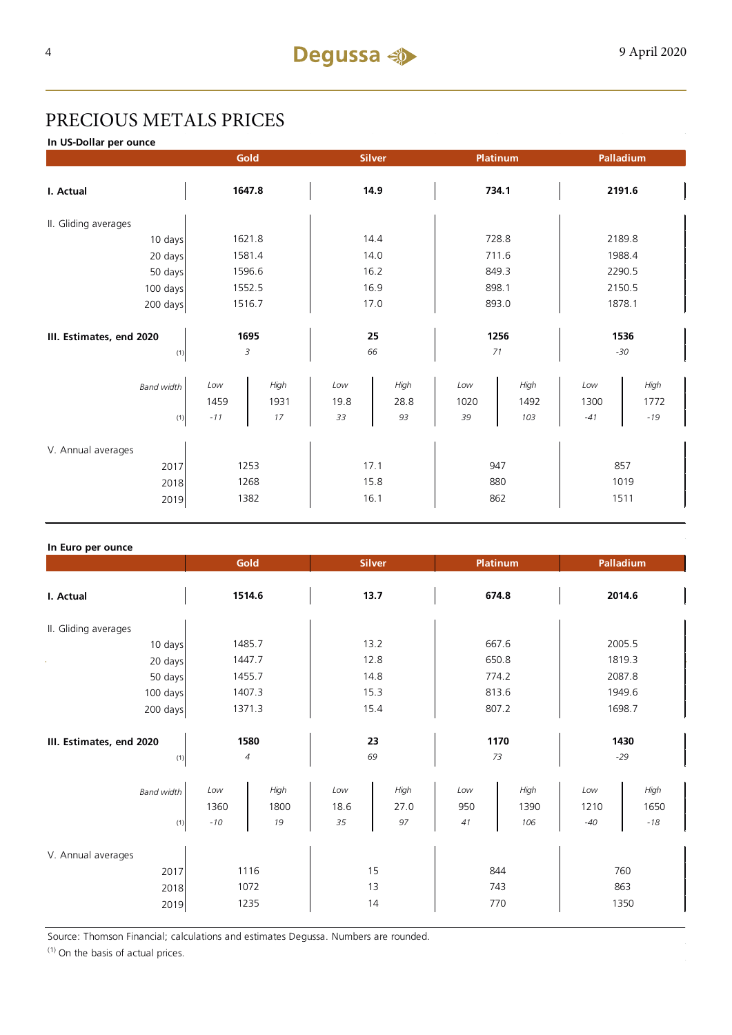# PRECIOUS METALS PRICES

**In US-Dollar per ounce**

| | Gold | | Silver | | Platinum | | Palladium | |
|---|---|---|---|---|---|---|---|---|
| **I. Actual** | **1647.8** | | **14.9** | | **734.1** | | **2191.6** | |
| II. Gliding averages | | | | | | | | |
| 10 days | 1621.8 | | 14.4 | | 728.8 | | 2189.8 | |
| 20 days | 1581.4 | | 14.0 | | 711.6 | | 1988.4 | |
| 50 days | 1596.6 | | 16.2 | | 849.3 | | 2290.5 | |
| 100 days | 1552.5 | | 16.9 | | 898.1 | | 2150.5 | |
| 200 days | 1516.7 | | 17.0 | | 893.0 | | 1878.1 | |
| **III. Estimates, end 2020** | **1695** | | **25** | | **1256** | | **1536** | |
| (1) | *3* | | *66* | | *71* | | *-30* | |
| *Band width* | *Low* | *High* | *Low* | *High* | *Low* | *High* | *Low* | *High* |
| | 1459 | 1931 | 19.8 | 28.8 | 1020 | 1492 | 1300 | 1772 |
| (1) | *-11* | *17* | *33* | *93* | *39* | *103* | *-41* | *-19* |
| V. Annual averages | | | | | | | | |
| 2017 | 1253 | | 17.1 | | 947 | | 857 | |
| 2018 | 1268 | | 15.8 | | 880 | | 1019 | |
| 2019 | 1382 | | 16.1 | | 862 | | 1511 | |

**In Euro per ounce**

| | Gold | | Silver | | Platinum | | Palladium | |
|---|---|---|---|---|---|---|---|---|
| **I. Actual** | **1514.6** | | **13.7** | | **674.8** | | **2014.6** | |
| II. Gliding averages | | | | | | | | |
| 10 days | 1485.7 | | 13.2 | | 667.6 | | 2005.5 | |
| 20 days | 1447.7 | | 12.8 | | 650.8 | | 1819.3 | |
| 50 days | 1455.7 | | 14.8 | | 774.2 | | 2087.8 | |
| 100 days | 1407.3 | | 15.3 | | 813.6 | | 1949.6 | |
| 200 days | 1371.3 | | 15.4 | | 807.2 | | 1698.7 | |
| **III. Estimates, end 2020** | **1580** | | **23** | | **1170** | | **1430** | |
| (1) | *4* | | *69* | | *73* | | *-29* | |
| *Band width* | *Low* | *High* | *Low* | *High* | *Low* | *High* | *Low* | *High* |
| | 1360 | 1800 | 18.6 | 27.0 | 950 | 1390 | 1210 | 1650 |
| (1) | *-10* | *19* | *35* | *97* | *41* | *106* | *-40* | *-18* |
| V. Annual averages | | | | | | | | |
| 2017 | 1116 | | 15 | | 844 | | 760 | |
| 2018 | 1072 | | 13 | | 743 | | 863 | |
| 2019 | 1235 | | 14 | | 770 | | 1350 | |

Source: Thomson Financial; calculations and estimates Degussa. Numbers are rounded.

(1) On the basis of actual prices.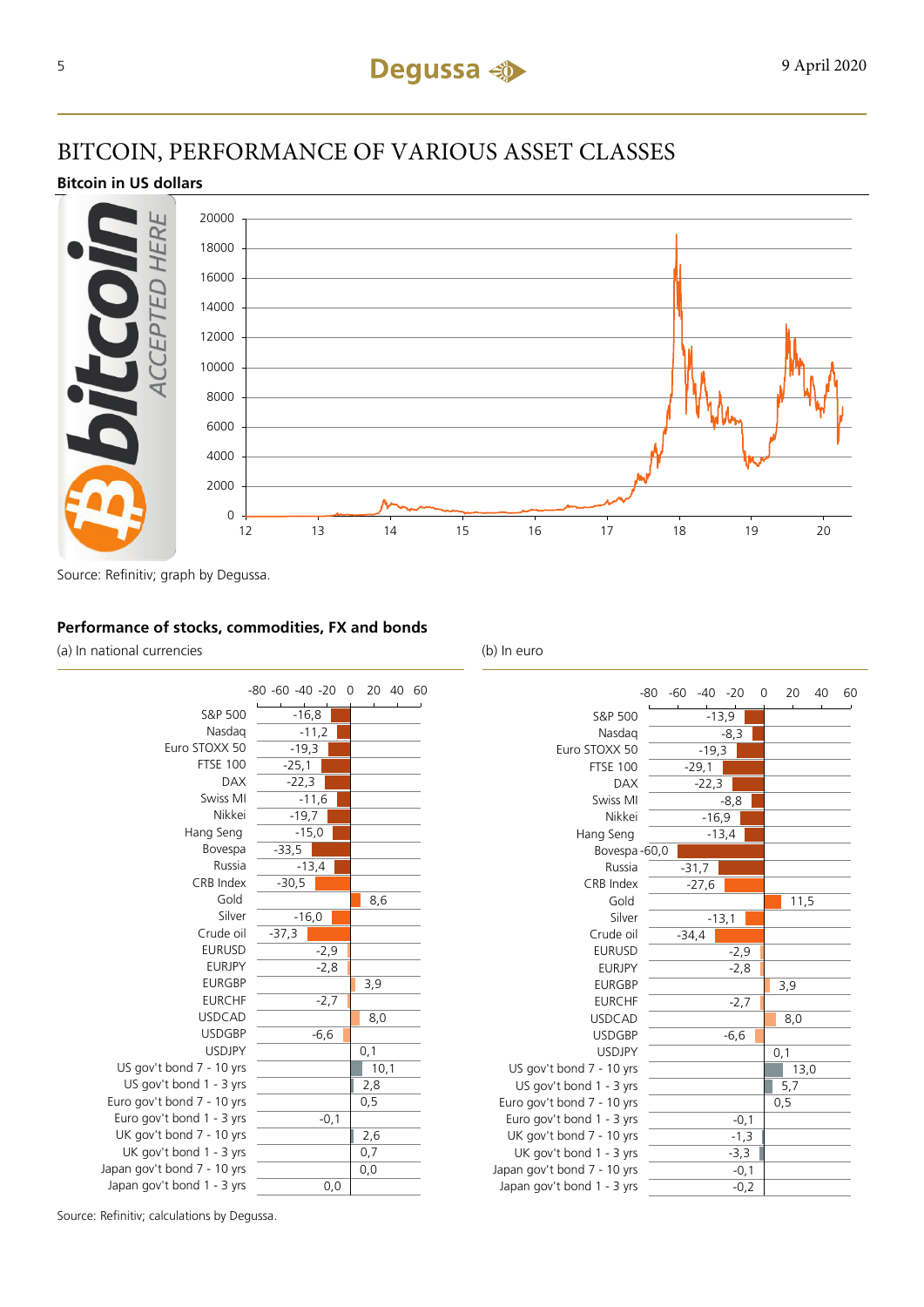# BITCOIN, PERFORMANCE OF VARIOUS ASSET CLASSES

## Bitcoin in US dollars

Source: Refinitiv; graph by Degussa.

## Performance of stocks, commodities, FX and bonds

| | (a) In national currencies | (b) In euro |
|---|---|---|
| S&P 500 | -16,8 | -13,9 |
| Nasdaq | -11,2 | -8,3 |
| Euro STOXX 50 | -19,3 | -19,3 |
| FTSE 100 | -25,1 | -29,1 |
| DAX | -22,3 | -22,3 |
| Swiss MI | -11,6 | -8,8 |
| Nikkei | -19,7 | -16,9 |
| Hang Seng | -15,0 | -13,4 |
| Bovespa | -33,5 | -60,0 |
| Russia | -13,4 | -31,7 |
| CRB Index | -30,5 | -27,6 |
| Gold | 8,6 | 11,5 |
| Silver | -16,0 | -13,1 |
| Crude oil | -37,3 | -34,4 |
| EURUSD | -2,9 | -2,9 |
| EURJPY | -2,8 | -2,8 |
| EURGBP | 3,9 | 3,9 |
| EURCHF | -2,7 | -2,7 |
| USDCAD | 8,0 | 8,0 |
| USDGBP | -6,6 | -6,6 |
| USDJPY | 0,1 | 0,1 |
| US gov't bond 7 - 10 yrs | 10,1 | 13,0 |
| US gov't bond 1 - 3 yrs | 2,8 | 5,7 |
| Euro gov't bond 7 - 10 yrs | 0,5 | 0,5 |
| Euro gov't bond 1 - 3 yrs | -0,1 | -0,1 |
| UK gov't bond 7 - 10 yrs | 2,6 | -1,3 |
| UK gov't bond 1 - 3 yrs | 0,7 | -3,3 |
| Japan gov't bond 7 - 10 yrs | 0,0 | -0,1 |
| Japan gov't bond 1 - 3 yrs | 0,0 | -0,2 |

Source: Refinitiv; calculations by Degussa.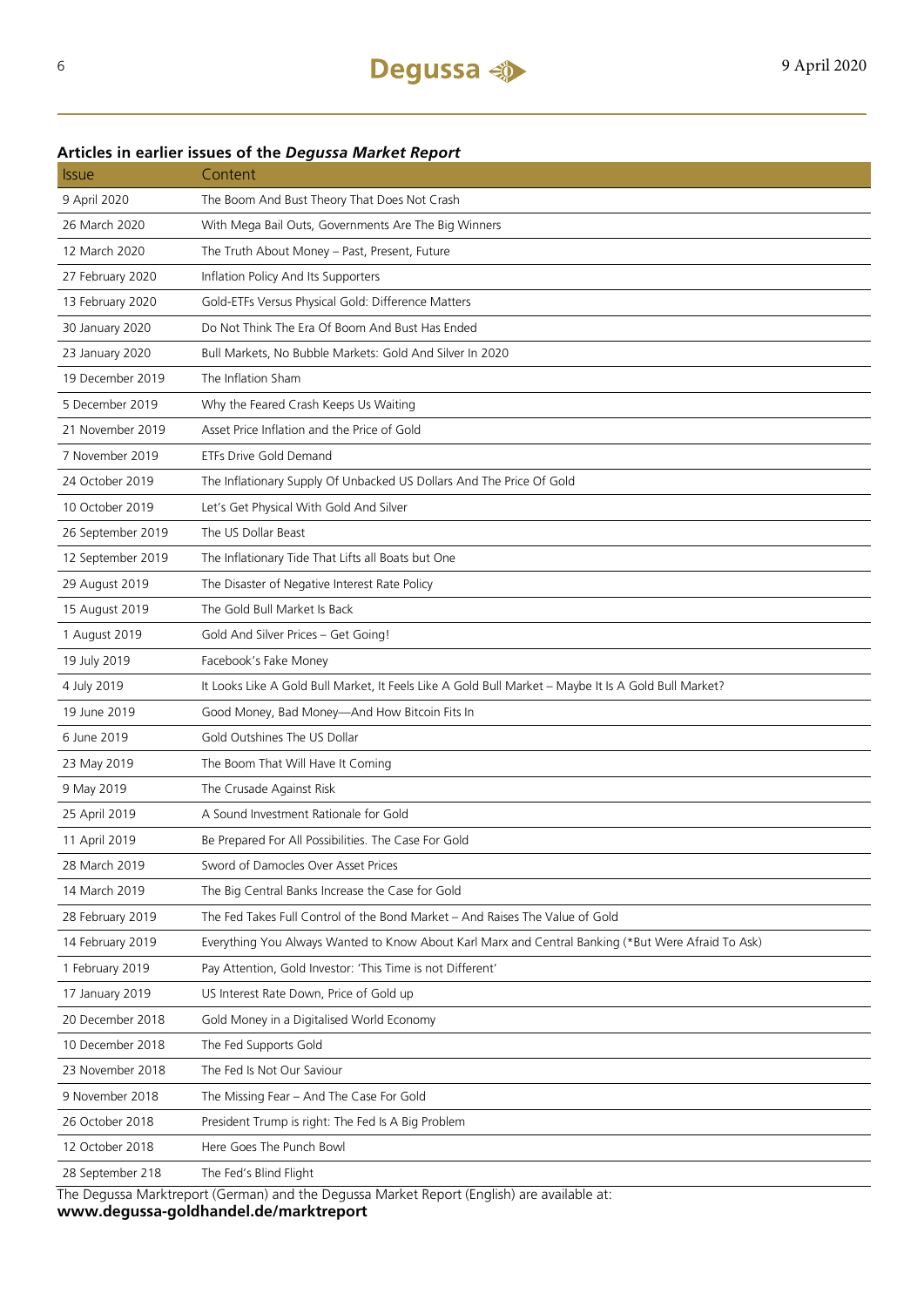**Articles in earlier issues of the *Degussa Market Report***

| Issue | Content |
|---|---|
| 9 April 2020 | The Boom And Bust Theory That Does Not Crash |
| 26 March 2020 | With Mega Bail Outs, Governments Are The Big Winners |
| 12 March 2020 | The Truth About Money – Past, Present, Future |
| 27 February 2020 | Inflation Policy And Its Supporters |
| 13 February 2020 | Gold-ETFs Versus Physical Gold: Difference Matters |
| 30 January 2020 | Do Not Think The Era Of Boom And Bust Has Ended |
| 23 January 2020 | Bull Markets, No Bubble Markets: Gold And Silver In 2020 |
| 19 December 2019 | The Inflation Sham |
| 5 December 2019 | Why the Feared Crash Keeps Us Waiting |
| 21 November 2019 | Asset Price Inflation and the Price of Gold |
| 7 November 2019 | ETFs Drive Gold Demand |
| 24 October 2019 | The Inflationary Supply Of Unbacked US Dollars And The Price Of Gold |
| 10 October 2019 | Let's Get Physical With Gold And Silver |
| 26 September 2019 | The US Dollar Beast |
| 12 September 2019 | The Inflationary Tide That Lifts all Boats but One |
| 29 August 2019 | The Disaster of Negative Interest Rate Policy |
| 15 August 2019 | The Gold Bull Market Is Back |
| 1 August 2019 | Gold And Silver Prices – Get Going! |
| 19 July 2019 | Facebook's Fake Money |
| 4 July 2019 | It Looks Like A Gold Bull Market, It Feels Like A Gold Bull Market – Maybe It Is A Gold Bull Market? |
| 19 June 2019 | Good Money, Bad Money—And How Bitcoin Fits In |
| 6 June 2019 | Gold Outshines The US Dollar |
| 23 May 2019 | The Boom That Will Have It Coming |
| 9 May 2019 | The Crusade Against Risk |
| 25 April 2019 | A Sound Investment Rationale for Gold |
| 11 April 2019 | Be Prepared For All Possibilities. The Case For Gold |
| 28 March 2019 | Sword of Damocles Over Asset Prices |
| 14 March 2019 | The Big Central Banks Increase the Case for Gold |
| 28 February 2019 | The Fed Takes Full Control of the Bond Market – And Raises The Value of Gold |
| 14 February 2019 | Everything You Always Wanted to Know About Karl Marx and Central Banking (*But Were Afraid To Ask) |
| 1 February 2019 | Pay Attention, Gold Investor: 'This Time is not Different' |
| 17 January 2019 | US Interest Rate Down, Price of Gold up |
| 20 December 2018 | Gold Money in a Digitalised World Economy |
| 10 December 2018 | The Fed Supports Gold |
| 23 November 2018 | The Fed Is Not Our Saviour |
| 9 November 2018 | The Missing Fear – And The Case For Gold |
| 26 October 2018 | President Trump is right: The Fed Is A Big Problem |
| 12 October 2018 | Here Goes The Punch Bowl |
| 28 September 218 | The Fed's Blind Flight |

The Degussa Marktreport (German) and the Degussa Market Report (English) are available at:
**www.degussa-goldhandel.de/marktreport**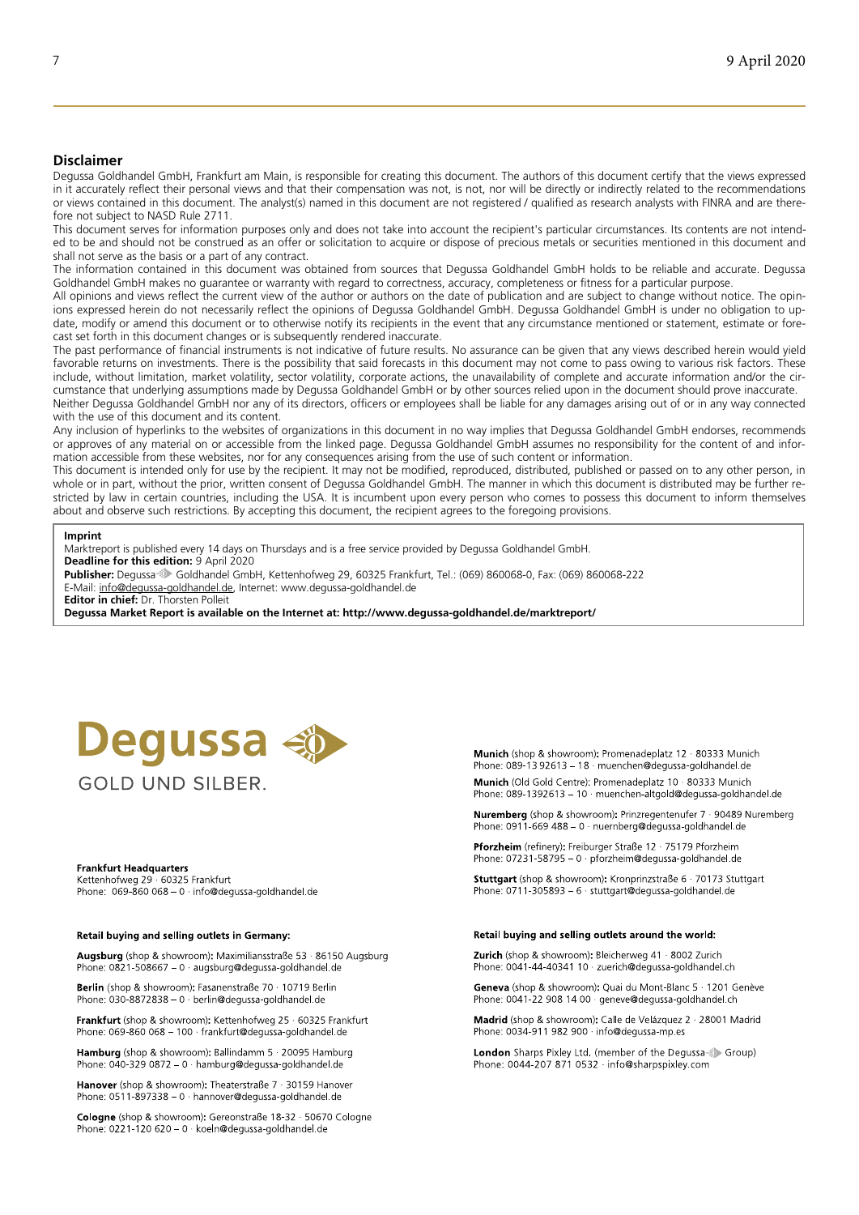## Disclaimer

Degussa Goldhandel GmbH, Frankfurt am Main, is responsible for creating this document. The authors of this document certify that the views expressed in it accurately reflect their personal views and that their compensation was not, is not, nor will be directly or indirectly related to the recommendations or views contained in this document. The analyst(s) named in this document are not registered / qualified as research analysts with FINRA and are therefore not subject to NASD Rule 2711.

This document serves for information purposes only and does not take into account the recipient's particular circumstances. Its contents are not intended to be and should not be construed as an offer or solicitation to acquire or dispose of precious metals or securities mentioned in this document and shall not serve as the basis or a part of any contract.

The information contained in this document was obtained from sources that Degussa Goldhandel GmbH holds to be reliable and accurate. Degussa Goldhandel GmbH makes no guarantee or warranty with regard to correctness, accuracy, completeness or fitness for a particular purpose.

All opinions and views reflect the current view of the author or authors on the date of publication and are subject to change without notice. The opinions expressed herein do not necessarily reflect the opinions of Degussa Goldhandel GmbH. Degussa Goldhandel GmbH is under no obligation to update, modify or amend this document or to otherwise notify its recipients in the event that any circumstance mentioned or statement, estimate or forecast set forth in this document changes or is subsequently rendered inaccurate.

The past performance of financial instruments is not indicative of future results. No assurance can be given that any views described herein would yield favorable returns on investments. There is the possibility that said forecasts in this document may not come to pass owing to various risk factors. These include, without limitation, market volatility, sector volatility, corporate actions, the unavailability of complete and accurate information and/or the circumstance that underlying assumptions made by Degussa Goldhandel GmbH or by other sources relied upon in the document should prove inaccurate.

Neither Degussa Goldhandel GmbH nor any of its directors, officers or employees shall be liable for any damages arising out of or in any way connected with the use of this document and its content.

Any inclusion of hyperlinks to the websites of organizations in this document in no way implies that Degussa Goldhandel GmbH endorses, recommends or approves of any material on or accessible from the linked page. Degussa Goldhandel GmbH assumes no responsibility for the content of and information accessible from these websites, nor for any consequences arising from the use of such content or information.

This document is intended only for use by the recipient. It may not be modified, reproduced, distributed, published or passed on to any other person, in whole or in part, without the prior, written consent of Degussa Goldhandel GmbH. The manner in which this document is distributed may be further restricted by law in certain countries, including the USA. It is incumbent upon every person who comes to possess this document to inform themselves about and observe such restrictions. By accepting this document, the recipient agrees to the foregoing provisions.

**Imprint**

Marktreport is published every 14 days on Thursdays and is a free service provided by Degussa Goldhandel GmbH.

**Deadline for this edition:** 9 April 2020

**Publisher:** Degussa Goldhandel GmbH, Kettenhofweg 29, 60325 Frankfurt, Tel.: (069) 860068-0, Fax: (069) 860068-222

E-Mail: info@degussa-goldhandel.de, Internet: www.degussa-goldhandel.de

**Editor in chief:** Dr. Thorsten Polleit

**Degussa Market Report is available on the Internet at: http://www.degussa-goldhandel.de/marktreport/**

Degussa
GOLD UND SILBER.

**Frankfurt Headquarters**
Kettenhofweg 29 · 60325 Frankfurt
Phone: 069-860 068 – 0 · info@degussa-goldhandel.de

**Retail buying and selling outlets in Germany:**

**Augsburg** (shop & showroom)**:** Maximiliansstraße 53 · 86150 Augsburg
Phone: 0821-508667 – 0 · augsburg@degussa-goldhandel.de

**Berlin** (shop & showroom)**:** Fasanenstraße 70 · 10719 Berlin
Phone: 030-8872838 – 0 · berlin@degussa-goldhandel.de

**Frankfurt** (shop & showroom)**:** Kettenhofweg 25 · 60325 Frankfurt
Phone: 069-860 068 – 100 · frankfurt@degussa-goldhandel.de

**Hamburg** (shop & showroom)**:** Ballindamm 5 · 20095 Hamburg
Phone: 040-329 0872 – 0 · hamburg@degussa-goldhandel.de

**Hanover** (shop & showroom)**:** Theaterstraße 7 · 30159 Hanover
Phone: 0511-897338 – 0 · hannover@degussa-goldhandel.de

**Cologne** (shop & showroom)**:** Gereonstraße 18-32 · 50670 Cologne
Phone: 0221-120 620 – 0 · koeln@degussa-goldhandel.de

**Munich** (shop & showroom)**:** Promenadeplatz 12 · 80333 Munich
Phone: 089-13 92613 – 18 · muenchen@degussa-goldhandel.de

**Munich** (Old Gold Centre)**:** Promenadeplatz 10 · 80333 Munich
Phone: 089-1392613 – 10 · muenchen-altgold@degussa-goldhandel.de

**Nuremberg** (shop & showroom)**:** Prinzregentenufer 7 · 90489 Nuremberg
Phone: 0911-669 488 – 0 · nuernberg@degussa-goldhandel.de

**Pforzheim** (refinery)**:** Freiburger Straße 12 · 75179 Pforzheim
Phone: 07231-58795 – 0 · pforzheim@degussa-goldhandel.de

**Stuttgart** (shop & showroom)**:** Kronprinzstraße 6 · 70173 Stuttgart
Phone: 0711-305893 – 6 · stuttgart@degussa-goldhandel.de

**Retail buying and selling outlets around the world:**

**Zurich** (shop & showroom)**:** Bleicherweg 41 · 8002 Zurich
Phone: 0041-44-40341 10 · zuerich@degussa-goldhandel.ch

**Geneva** (shop & showroom)**:** Quai du Mont-Blanc 5 · 1201 Genève
Phone: 0041-22 908 14 00 · geneve@degussa-goldhandel.ch

**Madrid** (shop & showroom)**:** Calle de Velázquez 2 · 28001 Madrid
Phone: 0034-911 982 900 · info@degussa-mp.es

**London** Sharps Pixley Ltd. (member of the Degussa Group)
Phone: 0044-207 871 0532 · info@sharpspixley.com